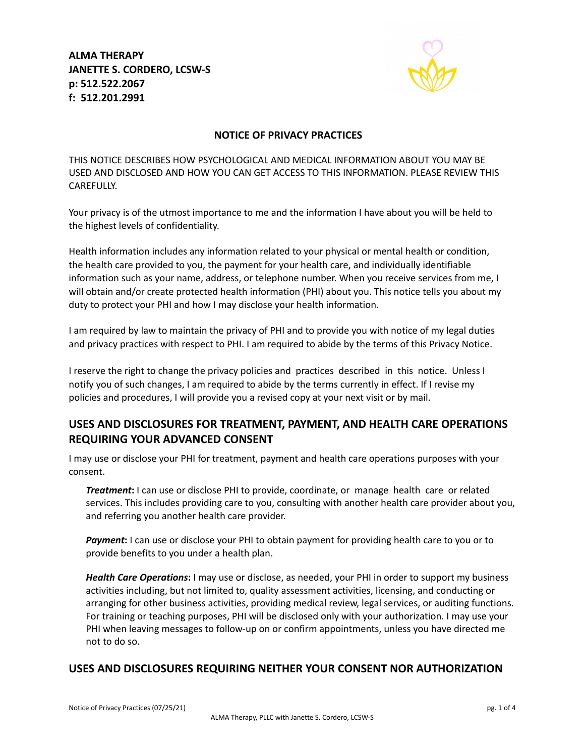**ALMA THERAPY**
**JANETTE S. CORDERO, LCSW-S**
**p: 512.522.2067**
**f: 512.201.2991**

## NOTICE OF PRIVACY PRACTICES

THIS NOTICE DESCRIBES HOW PSYCHOLOGICAL AND MEDICAL INFORMATION ABOUT YOU MAY BE USED AND DISCLOSED AND HOW YOU CAN GET ACCESS TO THIS INFORMATION. PLEASE REVIEW THIS CAREFULLY.

Your privacy is of the utmost importance to me and the information I have about you will be held to the highest levels of confidentiality.

Health information includes any information related to your physical or mental health or condition, the health care provided to you, the payment for your health care, and individually identifiable information such as your name, address, or telephone number. When you receive services from me, I will obtain and/or create protected health information (PHI) about you. This notice tells you about my duty to protect your PHI and how I may disclose your health information.

I am required by law to maintain the privacy of PHI and to provide you with notice of my legal duties and privacy practices with respect to PHI. I am required to abide by the terms of this Privacy Notice.

I reserve the right to change the privacy policies and practices described in this notice. Unless I notify you of such changes, I am required to abide by the terms currently in effect. If I revise my policies and procedures, I will provide you a revised copy at your next visit or by mail.

## USES AND DISCLOSURES FOR TREATMENT, PAYMENT, AND HEALTH CARE OPERATIONS REQUIRING YOUR ADVANCED CONSENT

I may use or disclose your PHI for treatment, payment and health care operations purposes with your consent.

***Treatment*****:** I can use or disclose PHI to provide, coordinate, or manage health care or related services. This includes providing care to you, consulting with another health care provider about you, and referring you another health care provider.

***Payment*****:** I can use or disclose your PHI to obtain payment for providing health care to you or to provide benefits to you under a health plan.

***Health Care Operations*****:** I may use or disclose, as needed, your PHI in order to support my business activities including, but not limited to, quality assessment activities, licensing, and conducting or arranging for other business activities, providing medical review, legal services, or auditing functions. For training or teaching purposes, PHI will be disclosed only with your authorization. I may use your PHI when leaving messages to follow-up on or confirm appointments, unless you have directed me not to do so.

## USES AND DISCLOSURES REQUIRING NEITHER YOUR CONSENT NOR AUTHORIZATION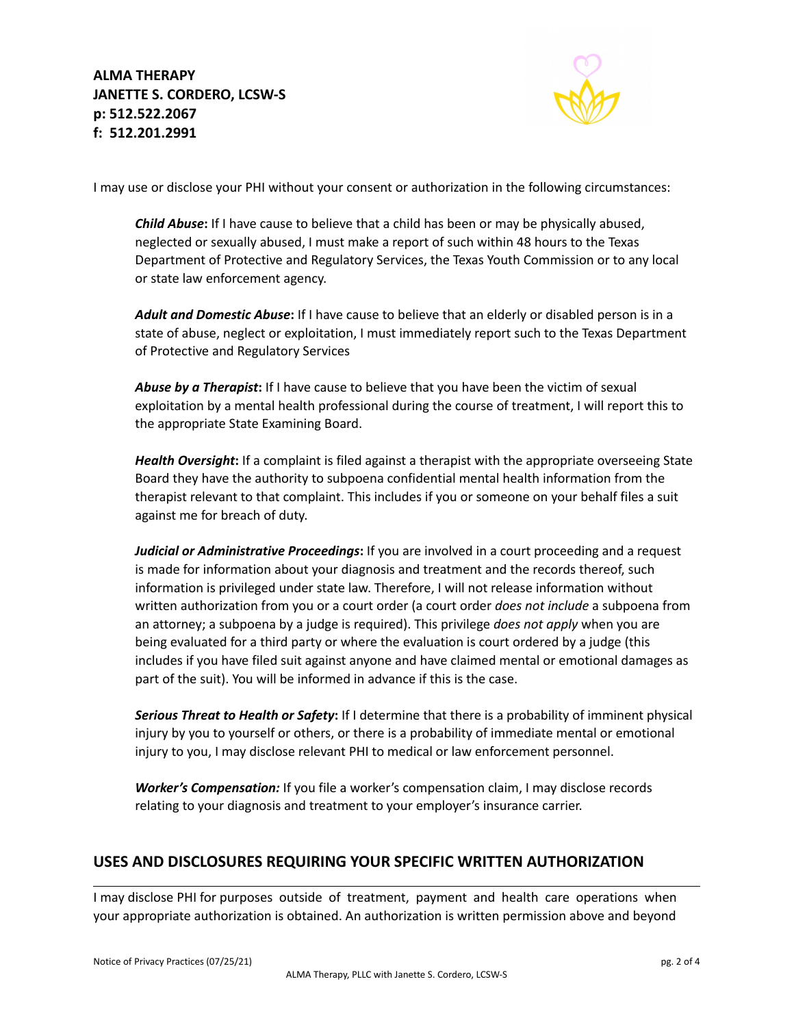I may use or disclose your PHI without your consent or authorization in the following circumstances:

***Child Abuse*****:** If I have cause to believe that a child has been or may be physically abused, neglected or sexually abused, I must make a report of such within 48 hours to the Texas Department of Protective and Regulatory Services, the Texas Youth Commission or to any local or state law enforcement agency.

***Adult and Domestic Abuse*****:** If I have cause to believe that an elderly or disabled person is in a state of abuse, neglect or exploitation, I must immediately report such to the Texas Department of Protective and Regulatory Services

***Abuse by a Therapist*****:** If I have cause to believe that you have been the victim of sexual exploitation by a mental health professional during the course of treatment, I will report this to the appropriate State Examining Board.

***Health Oversight*****:** If a complaint is filed against a therapist with the appropriate overseeing State Board they have the authority to subpoena confidential mental health information from the therapist relevant to that complaint. This includes if you or someone on your behalf files a suit against me for breach of duty.

***Judicial or Administrative Proceedings*****:** If you are involved in a court proceeding and a request is made for information about your diagnosis and treatment and the records thereof, such information is privileged under state law. Therefore, I will not release information without written authorization from you or a court order (a court order *does not include* a subpoena from an attorney; a subpoena by a judge is required). This privilege *does not apply* when you are being evaluated for a third party or where the evaluation is court ordered by a judge (this includes if you have filed suit against anyone and have claimed mental or emotional damages as part of the suit). You will be informed in advance if this is the case.

***Serious Threat to Health or Safety*****:** If I determine that there is a probability of imminent physical injury by you to yourself or others, or there is a probability of immediate mental or emotional injury to you, I may disclose relevant PHI to medical or law enforcement personnel.

***Worker's Compensation:*** If you file a worker's compensation claim, I may disclose records relating to your diagnosis and treatment to your employer's insurance carrier.

## USES AND DISCLOSURES REQUIRING YOUR SPECIFIC WRITTEN AUTHORIZATION

I may disclose PHI for purposes outside of treatment, payment and health care operations when your appropriate authorization is obtained. An authorization is written permission above and beyond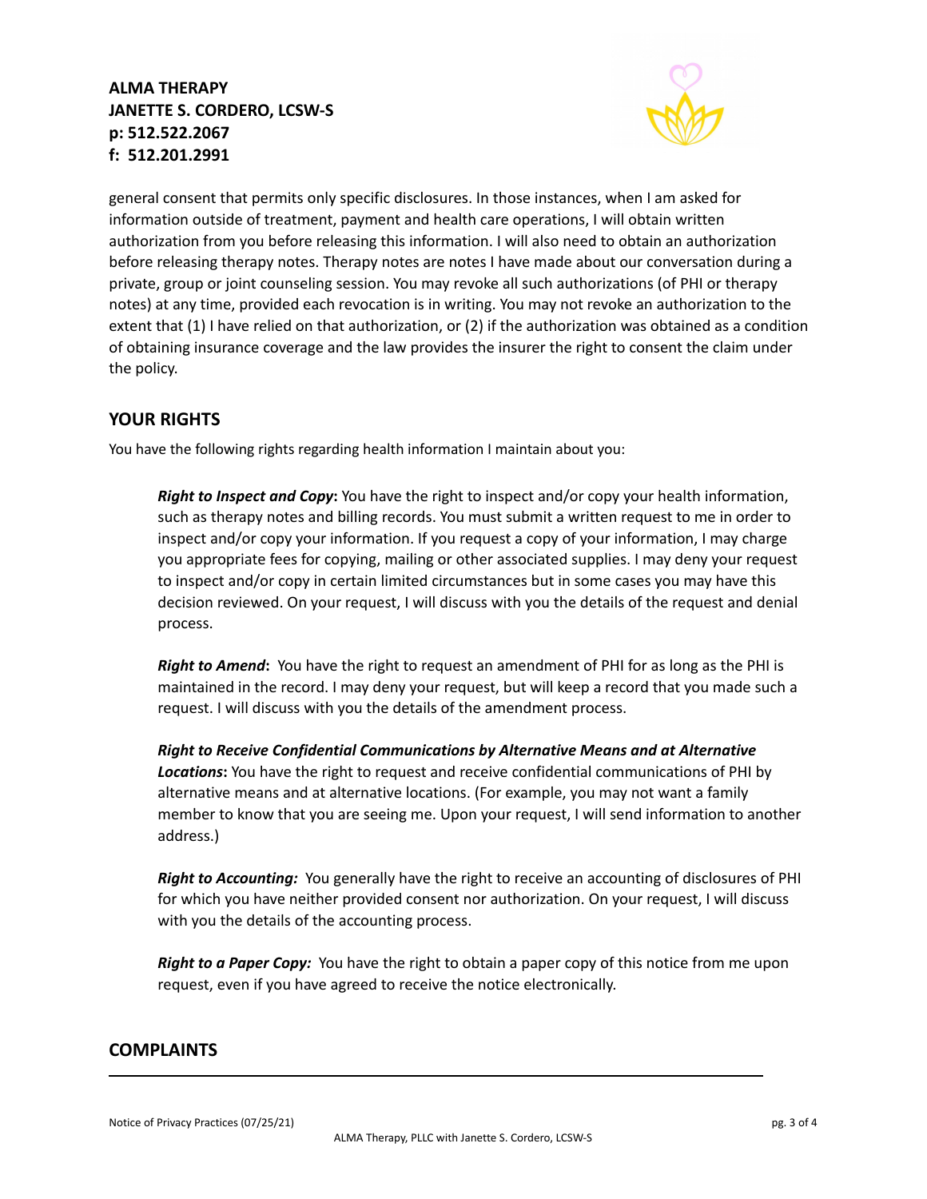general consent that permits only specific disclosures. In those instances, when I am asked for information outside of treatment, payment and health care operations, I will obtain written authorization from you before releasing this information. I will also need to obtain an authorization before releasing therapy notes. Therapy notes are notes I have made about our conversation during a private, group or joint counseling session. You may revoke all such authorizations (of PHI or therapy notes) at any time, provided each revocation is in writing. You may not revoke an authorization to the extent that (1) I have relied on that authorization, or (2) if the authorization was obtained as a condition of obtaining insurance coverage and the law provides the insurer the right to consent the claim under the policy.

## YOUR RIGHTS

You have the following rights regarding health information I maintain about you:

***Right to Inspect and Copy*:** You have the right to inspect and/or copy your health information, such as therapy notes and billing records. You must submit a written request to me in order to inspect and/or copy your information. If you request a copy of your information, I may charge you appropriate fees for copying, mailing or other associated supplies. I may deny your request to inspect and/or copy in certain limited circumstances but in some cases you may have this decision reviewed. On your request, I will discuss with you the details of the request and denial process.

***Right to Amend*:** You have the right to request an amendment of PHI for as long as the PHI is maintained in the record. I may deny your request, but will keep a record that you made such a request. I will discuss with you the details of the amendment process.

***Right to Receive Confidential Communications by Alternative Means and at Alternative Locations*:** You have the right to request and receive confidential communications of PHI by alternative means and at alternative locations. (For example, you may not want a family member to know that you are seeing me. Upon your request, I will send information to another address.)

***Right to Accounting:*** You generally have the right to receive an accounting of disclosures of PHI for which you have neither provided consent nor authorization. On your request, I will discuss with you the details of the accounting process.

***Right to a Paper Copy:*** You have the right to obtain a paper copy of this notice from me upon request, even if you have agreed to receive the notice electronically.

## COMPLAINTS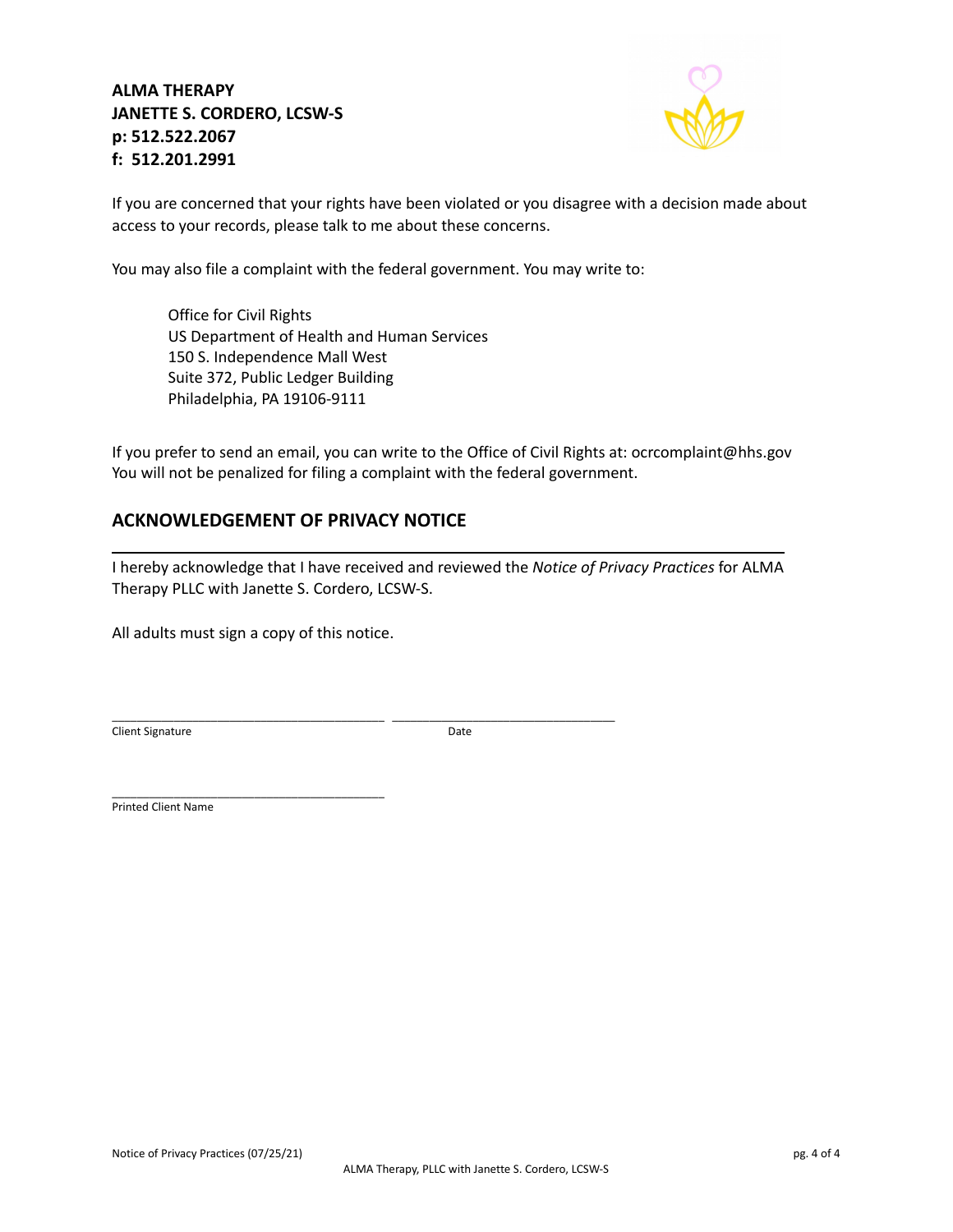**ALMA THERAPY**
**JANETTE S. CORDERO, LCSW-S**
**p: 512.522.2067**
**f: 512.201.2991**

If you are concerned that your rights have been violated or you disagree with a decision made about access to your records, please talk to me about these concerns.

You may also file a complaint with the federal government. You may write to:

> Office for Civil Rights
> US Department of Health and Human Services
> 150 S. Independence Mall West
> Suite 372, Public Ledger Building
> Philadelphia, PA 19106-9111

If you prefer to send an email, you can write to the Office of Civil Rights at: ocrcomplaint@hhs.gov
You will not be penalized for filing a complaint with the federal government.

## ACKNOWLEDGEMENT OF PRIVACY NOTICE

I hereby acknowledge that I have received and reviewed the *Notice of Privacy Practices* for ALMA Therapy PLLC with Janette S. Cordero, LCSW-S.

All adults must sign a copy of this notice.

\_\_\_\_\_\_\_\_\_\_\_\_\_\_\_\_\_\_\_\_\_\_\_\_\_\_\_\_\_\_\_\_\_\_\_\_\_\_ \_\_\_\_\_\_\_\_\_\_\_\_\_\_\_\_\_\_\_\_\_\_\_\_\_\_\_\_\_\_\_
Client Signature Date

\_\_\_\_\_\_\_\_\_\_\_\_\_\_\_\_\_\_\_\_\_\_\_\_\_\_\_\_\_\_\_\_\_\_\_\_\_\_
Printed Client Name